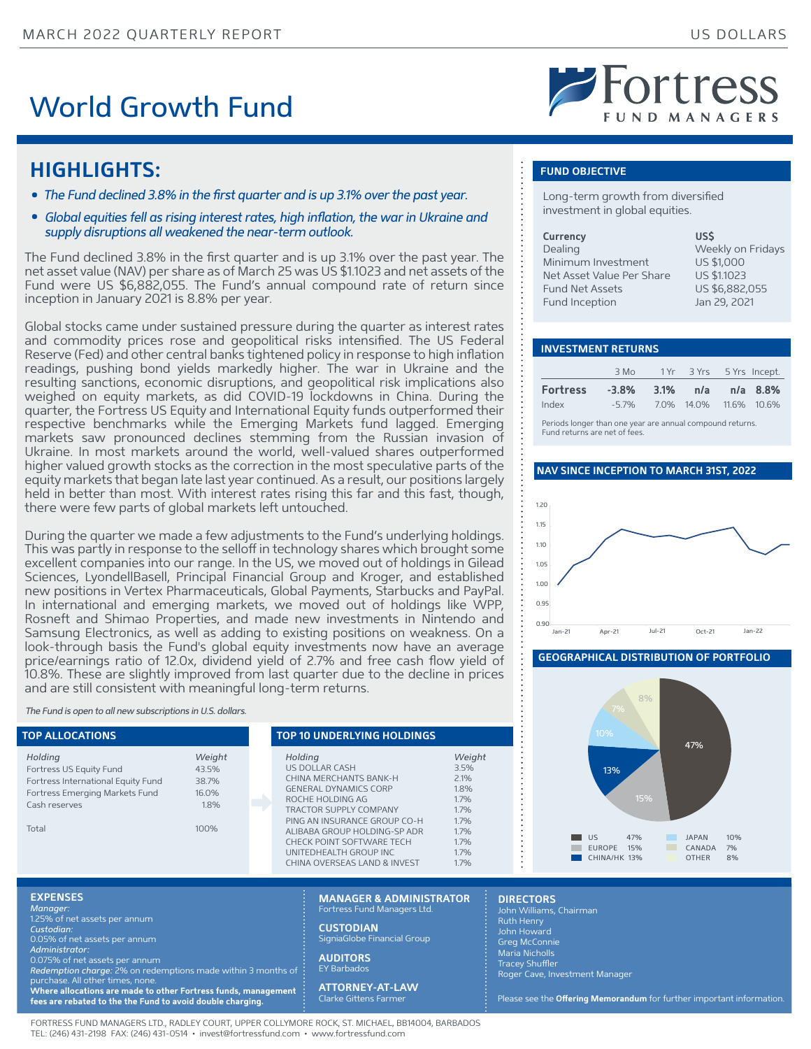MARCH 2022 QUARTERLY REPORT

US DOLLARS

# World Growth Fund

Fortress FUND MANAGERS

## HIGHLIGHTS:

- *The Fund declined 3.8% in the first quarter and is up 3.1% over the past year.*
- *Global equities fell as rising interest rates, high inflation, the war in Ukraine and supply disruptions all weakened the near-term outlook.*

The Fund declined 3.8% in the first quarter and is up 3.1% over the past year. The net asset value (NAV) per share as of March 25 was US $1.1023 and net assets of the Fund were US $6,882,055. The Fund's annual compound rate of return since inception in January 2021 is 8.8% per year.

Global stocks came under sustained pressure during the quarter as interest rates and commodity prices rose and geopolitical risks intensified. The US Federal Reserve (Fed) and other central banks tightened policy in response to high inflation readings, pushing bond yields markedly higher. The war in Ukraine and the resulting sanctions, economic disruptions, and geopolitical risk implications also weighed on equity markets, as did COVID-19 lockdowns in China. During the quarter, the Fortress US Equity and International Equity funds outperformed their respective benchmarks while the Emerging Markets fund lagged. Emerging markets saw pronounced declines stemming from the Russian invasion of Ukraine. In most markets around the world, well-valued shares outperformed higher valued growth stocks as the correction in the most speculative parts of the equity markets that began late last year continued. As a result, our positions largely held in better than most. With interest rates rising this far and this fast, though, there were few parts of global markets left untouched.

During the quarter we made a few adjustments to the Fund's underlying holdings. This was partly in response to the selloff in technology shares which brought some excellent companies into our range. In the US, we moved out of holdings in Gilead Sciences, LyondellBasell, Principal Financial Group and Kroger, and established new positions in Vertex Pharmaceuticals, Global Payments, Starbucks and PayPal. In international and emerging markets, we moved out of holdings like WPP, Rosneft and Shimao Properties, and made new investments in Nintendo and Samsung Electronics, as well as adding to existing positions on weakness. On a look-through basis the Fund's global equity investments now have an average price/earnings ratio of 12.0x, dividend yield of 2.7% and free cash flow yield of 10.8%. These are slightly improved from last quarter due to the decline in prices and are still consistent with meaningful long-term returns.

*The Fund is open to all new subscriptions in U.S. dollars.*

### TOP ALLOCATIONS

| Holding | Weight |
|---|---|
| Fortress US Equity Fund | 43.5% |
| Fortress International Equity Fund | 38.7% |
| Fortress Emerging Markets Fund | 16.0% |
| Cash reserves | 1.8% |
| Total | 100% |

### TOP 10 UNDERLYING HOLDINGS

| Holding | Weight |
|---|---|
| US DOLLAR CASH | 3.5% |
| CHINA MERCHANTS BANK-H | 2.1% |
| GENERAL DYNAMICS CORP | 1.8% |
| ROCHE HOLDING AG | 1.7% |
| TRACTOR SUPPLY COMPANY | 1.7% |
| PING AN INSURANCE GROUP CO-H | 1.7% |
| ALIBABA GROUP HOLDING-SP ADR | 1.7% |
| CHECK POINT SOFTWARE TECH | 1.7% |
| UNITEDHEALTH GROUP INC | 1.7% |
| CHINA OVERSEAS LAND & INVEST | 1.7% |

### FUND OBJECTIVE

Long-term growth from diversified investment in global equities.

| | |
|---|---|
| **Currency** | **US$** |
| Dealing | Weekly on Fridays |
| Minimum Investment | US $1,000 |
| Net Asset Value Per Share | US $1.1023 |
| Fund Net Assets | US $6,882,055 |
| Fund Inception | Jan 29, 2021 |

### INVESTMENT RETURNS

| | 3 Mo | 1 Yr | 3 Yrs | 5 Yrs | Incept. |
|---|---|---|---|---|---|
| **Fortress** | **-3.8%** | **3.1%** | **n/a** | **n/a** | **8.8%** |
| Index | -5.7% | 7.0% | 14.0% | 11.6% | 10.6% |

Periods longer than one year are annual compound returns.
Fund returns are net of fees.

### NAV SINCE INCEPTION TO MARCH 31ST, 2022

### GEOGRAPHICAL DISTRIBUTION OF PORTFOLIO

| Region | Weight |
|---|---|
| US | 47% |
| EUROPE | 15% |
| CHINA/HK | 13% |
| JAPAN | 10% |
| CANADA | 7% |
| OTHER | 8% |

### EXPENSES

*Manager:*
1.25% of net assets per annum
*Custodian:*
0.05% of net assets per annum
*Administrator:*
0.075% of net assets per annum
*Redemption charge:* 2% on redemptions made within 3 months of purchase. All other times, none.
**Where allocations are made to other Fortress funds, management fees are rebated to the the Fund to avoid double charging.**

### MANAGER & ADMINISTRATOR
Fortress Fund Managers Ltd.

### CUSTODIAN
SigniaGlobe Financial Group

### AUDITORS
EY Barbados

### ATTORNEY-AT-LAW
Clarke Gittens Farmer

### DIRECTORS
John Williams, Chairman
Ruth Henry
John Howard
Greg McConnie
Maria Nicholls
Tracey Shuffler
Roger Cave, Investment Manager

Please see the **Offering Memorandum** for further important information.

FORTRESS FUND MANAGERS LTD., RADLEY COURT, UPPER COLLYMORE ROCK, ST. MICHAEL, BB14004, BARBADOS
TEL: (246) 431-2198 FAX: (246) 431-0514 • invest@fortressfund.com • www.fortressfund.com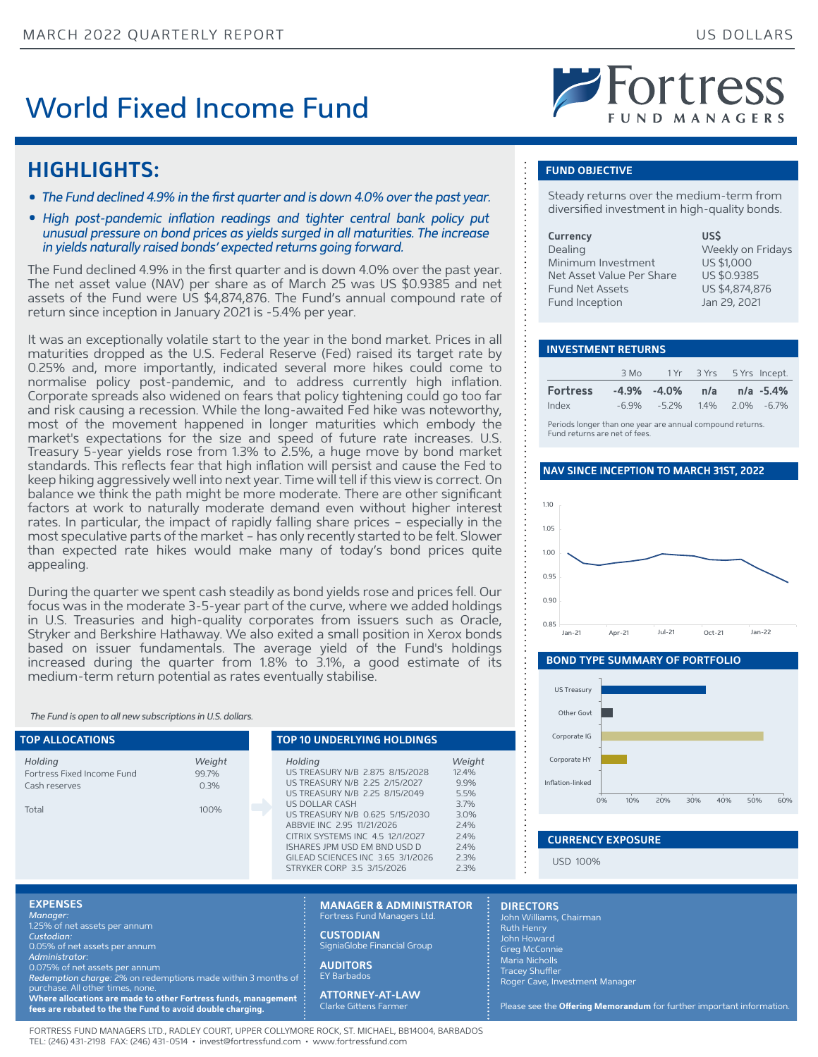MARCH 2022 QUARTERLY REPORT

US DOLLARS

# World Fixed Income Fund

Fortress FUND MANAGERS

## HIGHLIGHTS:

- *The Fund declined 4.9% in the first quarter and is down 4.0% over the past year.*
- *High post-pandemic inflation readings and tighter central bank policy put unusual pressure on bond prices as yields surged in all maturities. The increase in yields naturally raised bonds' expected returns going forward.*

The Fund declined 4.9% in the first quarter and is down 4.0% over the past year. The net asset value (NAV) per share as of March 25 was US $0.9385 and net assets of the Fund were US $4,874,876. The Fund's annual compound rate of return since inception in January 2021 is -5.4% per year.

It was an exceptionally volatile start to the year in the bond market. Prices in all maturities dropped as the U.S. Federal Reserve (Fed) raised its target rate by 0.25% and, more importantly, indicated several more hikes could come to normalise policy post-pandemic, and to address currently high inflation. Corporate spreads also widened on fears that policy tightening could go too far and risk causing a recession. While the long-awaited Fed hike was noteworthy, most of the movement happened in longer maturities which embody the market's expectations for the size and speed of future rate increases. U.S. Treasury 5-year yields rose from 1.3% to 2.5%, a huge move by bond market standards. This reflects fear that high inflation will persist and cause the Fed to keep hiking aggressively well into next year. Time will tell if this view is correct. On balance we think the path might be more moderate. There are other significant factors at work to naturally moderate demand even without higher interest rates. In particular, the impact of rapidly falling share prices – especially in the most speculative parts of the market – has only recently started to be felt. Slower than expected rate hikes would make many of today's bond prices quite appealing.

During the quarter we spent cash steadily as bond yields rose and prices fell. Our focus was in the moderate 3-5-year part of the curve, where we added holdings in U.S. Treasuries and high-quality corporates from issuers such as Oracle, Stryker and Berkshire Hathaway. We also exited a small position in Xerox bonds based on issuer fundamentals. The average yield of the Fund's holdings increased during the quarter from 1.8% to 3.1%, a good estimate of its medium-term return potential as rates eventually stabilise.

*The Fund is open to all new subscriptions in U.S. dollars.*

### FUND OBJECTIVE

Steady returns over the medium-term from diversified investment in high-quality bonds.

| | |
|---|---|
| **Currency** | **US$** |
| Dealing | Weekly on Fridays |
| Minimum Investment | US $1,000 |
| Net Asset Value Per Share | US $0.9385 |
| Fund Net Assets | US $4,874,876 |
| Fund Inception | Jan 29, 2021 |

### INVESTMENT RETURNS

| | 3 Mo | 1 Yr | 3 Yrs | 5 Yrs | Incept. |
|---|---|---|---|---|---|
| **Fortress** | **-4.9%** | **-4.0%** | **n/a** | **n/a** | **-5.4%** |
| Index | -6.9% | -5.2% | 1.4% | 2.0% | -6.7% |

Periods longer than one year are annual compound returns. Fund returns are net of fees.

### NAV SINCE INCEPTION TO MARCH 31ST, 2022

1.10
1.05
1.00
0.95
0.90
0.85
Jan-21 Apr-21 Jul-21 Oct-21 Jan-22

### BOND TYPE SUMMARY OF PORTFOLIO

US Treasury
Other Govt
Corporate IG
Corporate HY
Inflation-linked
0% 10% 20% 30% 40% 50% 60%

### CURRENCY EXPOSURE

USD 100%

### TOP ALLOCATIONS

| *Holding* | *Weight* |
|---|---|
| Fortress Fixed Income Fund | 99.7% |
| Cash reserves | 0.3% |
| Total | 100% |

### TOP 10 UNDERLYING HOLDINGS

| *Holding* | *Weight* |
|---|---|
| US TREASURY N/B 2.875 8/15/2028 | 12.4% |
| US TREASURY N/B 2.25 2/15/2027 | 9.9% |
| US TREASURY N/B 2.25 8/15/2049 | 5.5% |
| US DOLLAR CASH | 3.7% |
| US TREASURY N/B 0.625 5/15/2030 | 3.0% |
| ABBVIE INC 2.95 11/21/2026 | 2.4% |
| CITRIX SYSTEMS INC 4.5 12/1/2027 | 2.4% |
| ISHARES JPM USD EM BND USD D | 2.4% |
| GILEAD SCIENCES INC 3.65 3/1/2026 | 2.3% |
| STRYKER CORP 3.5 3/15/2026 | 2.3% |

### EXPENSES

*Manager:*
1.25% of net assets per annum
*Custodian:*
0.05% of net assets per annum
*Administrator:*
0.075% of net assets per annum
*Redemption charge:* 2% on redemptions made within 3 months of purchase. All other times, none.
**Where allocations are made to other Fortress funds, management fees are rebated to the the Fund to avoid double charging.**

### MANAGER & ADMINISTRATOR

Fortress Fund Managers Ltd.

### CUSTODIAN

SigniaGlobe Financial Group

### AUDITORS

EY Barbados

### ATTORNEY-AT-LAW

Clarke Gittens Farmer

### DIRECTORS

John Williams, Chairman
Ruth Henry
John Howard
Greg McConnie
Maria Nicholls
Tracey Shuffler
Roger Cave, Investment Manager

Please see the **Offering Memorandum** for further important information.

FORTRESS FUND MANAGERS LTD., RADLEY COURT, UPPER COLLYMORE ROCK, ST. MICHAEL, BB14004, BARBADOS
TEL: (246) 431-2198 FAX: (246) 431-0514 • invest@fortressfund.com • www.fortressfund.com